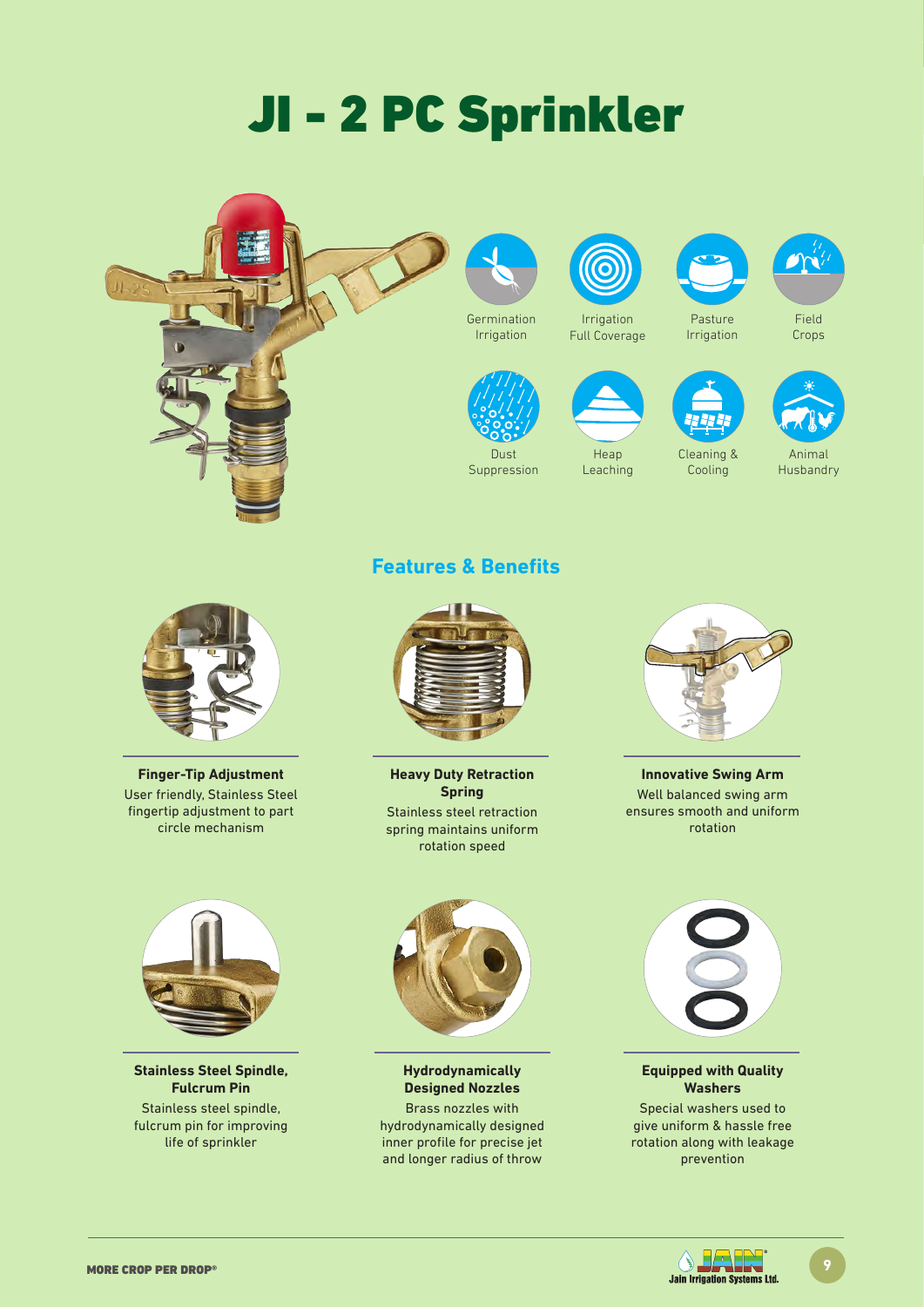# JI - 2 PC Sprinkler

Germination Irrigation

Irrigation Full Coverage

Pasture Irrigation

Field Crops

Dust Suppression

Heap Leaching

Cleaning & Cooling

Animal Husbandry

## Features & Benefits

**Finger-Tip Adjustment**

User friendly, Stainless Steel fingertip adjustment to part circle mechanism

**Heavy Duty Retraction Spring**

Stainless steel retraction spring maintains uniform rotation speed

**Innovative Swing Arm**

Well balanced swing arm ensures smooth and uniform rotation

**Stainless Steel Spindle, Fulcrum Pin**

Stainless steel spindle, fulcrum pin for improving life of sprinkler

**Hydrodynamically Designed Nozzles**

Brass nozzles with hydrodynamically designed inner profile for precise jet and longer radius of throw

**Equipped with Quality Washers**

Special washers used to give uniform & hassle free rotation along with leakage prevention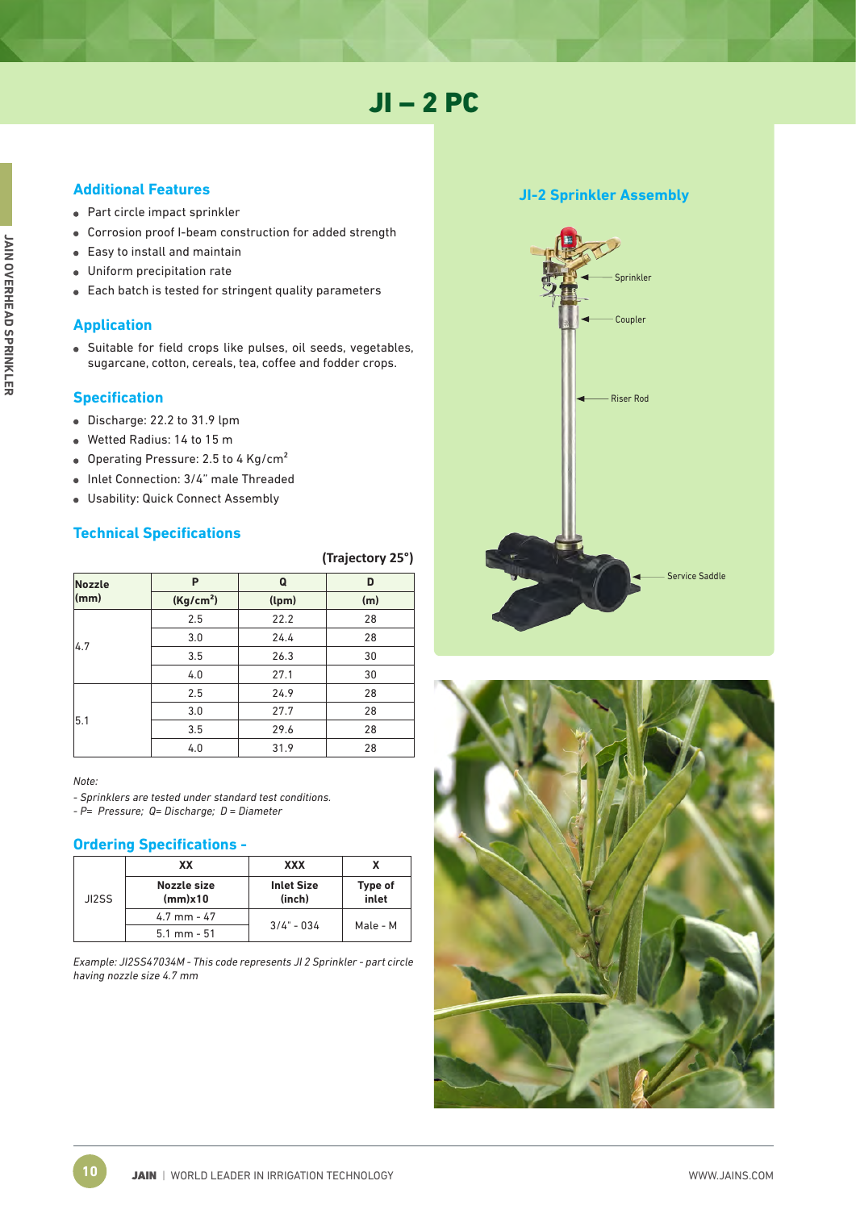# JI – 2 PC

## Additional Features

- Part circle impact sprinkler
- Corrosion proof I-beam construction for added strength
- Easy to install and maintain
- Uniform precipitation rate
- Each batch is tested for stringent quality parameters

## Application

- Suitable for field crops like pulses, oil seeds, vegetables, sugarcane, cotton, cereals, tea, coffee and fodder crops.

## Specification

- Discharge: 22.2 to 31.9 lpm
- Wetted Radius: 14 to 15 m
- Operating Pressure: 2.5 to 4 Kg/cm$^2$
- Inlet Connection: 3/4" male Threaded
- Usability: Quick Connect Assembly

## Technical Specifications

**(Trajectory 25°)**

| Nozzle (mm) | P (Kg/cm$^2$) | Q (lpm) | D (m) |
|---|---|---|---|
| 4.7 | 2.5 | 22.2 | 28 |
| | 3.0 | 24.4 | 28 |
| | 3.5 | 26.3 | 30 |
| | 4.0 | 27.1 | 30 |
| 5.1 | 2.5 | 24.9 | 28 |
| | 3.0 | 27.7 | 28 |
| | 3.5 | 29.6 | 28 |
| | 4.0 | 31.9 | 28 |

*Note:*

*- Sprinklers are tested under standard test conditions.*
*- P= Pressure; Q= Discharge; D = Diameter*

## Ordering Specifications -

| | XX | XXX | X |
|---|---|---|---|
| JI2SS | Nozzle size (mm)x10 | Inlet Size (inch) | Type of inlet |
| | 4.7 mm - 47 | 3/4" - 034 | Male - M |
| | 5.1 mm - 51 | | |

*Example: JI2SS47034M - This code represents JI 2 Sprinkler - part circle having nozzle size 4.7 mm*

## JI-2 Sprinkler Assembly

Sprinkler
Coupler
Riser Rod
Service Saddle